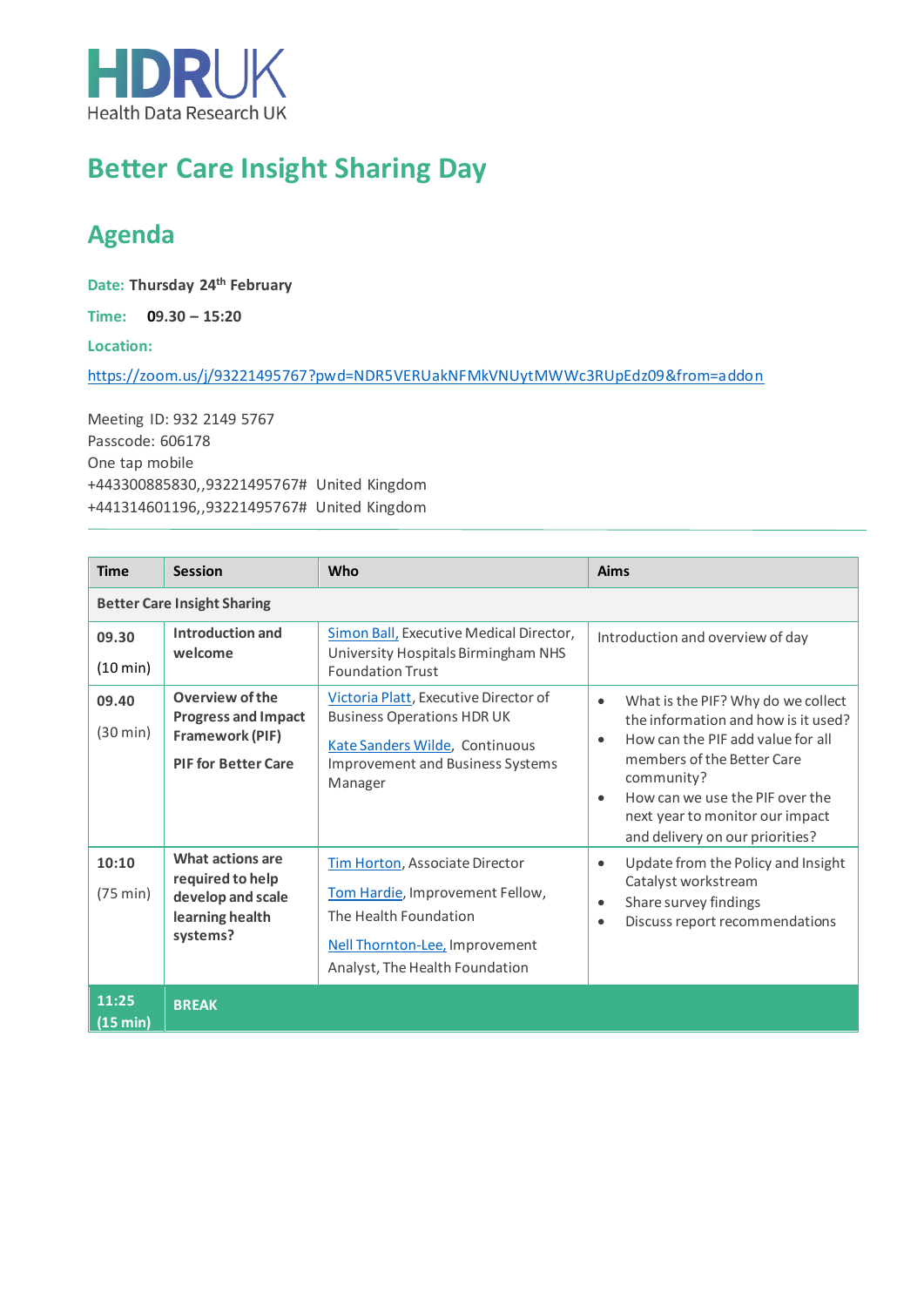HDRUK
Health Data Research UK

# Better Care Insight Sharing Day

## Agenda

**Date:** **Thursday 24th February**

**Time:** **09.30 – 15:20**

**Location:**

https://zoom.us/j/93221495767?pwd=NDR5VERUakNFMkVNUytMWWc3RUpEdz09&from=addon

Meeting ID: 932 2149 5767
Passcode: 606178
One tap mobile
+443300885830,,93221495767# United Kingdom
+441314601196,,93221495767# United Kingdom

| Time | Session | Who | Aims |
|---|---|---|---|
| **Better Care Insight Sharing** | | | |
| **09.30** (10 min) | **Introduction and welcome** | Simon Ball, Executive Medical Director, University Hospitals Birmingham NHS Foundation Trust | Introduction and overview of day |
| **09.40** (30 min) | **Overview of the Progress and Impact Framework (PIF)** **PIF for Better Care** | Victoria Platt, Executive Director of Business Operations HDR UK Kate Sanders Wilde, Continuous Improvement and Business Systems Manager | • What is the PIF? Why do we collect the information and how is it used? • How can the PIF add value for all members of the Better Care community? • How can we use the PIF over the next year to monitor our impact and delivery on our priorities? |
| **10:10** (75 min) | **What actions are required to help develop and scale learning health systems?** | Tim Horton, Associate Director Tom Hardie, Improvement Fellow, The Health Foundation Nell Thornton-Lee, Improvement Analyst, The Health Foundation | • Update from the Policy and Insight Catalyst workstream • Share survey findings • Discuss report recommendations |
| **11:25** (15 min) | **BREAK** | | |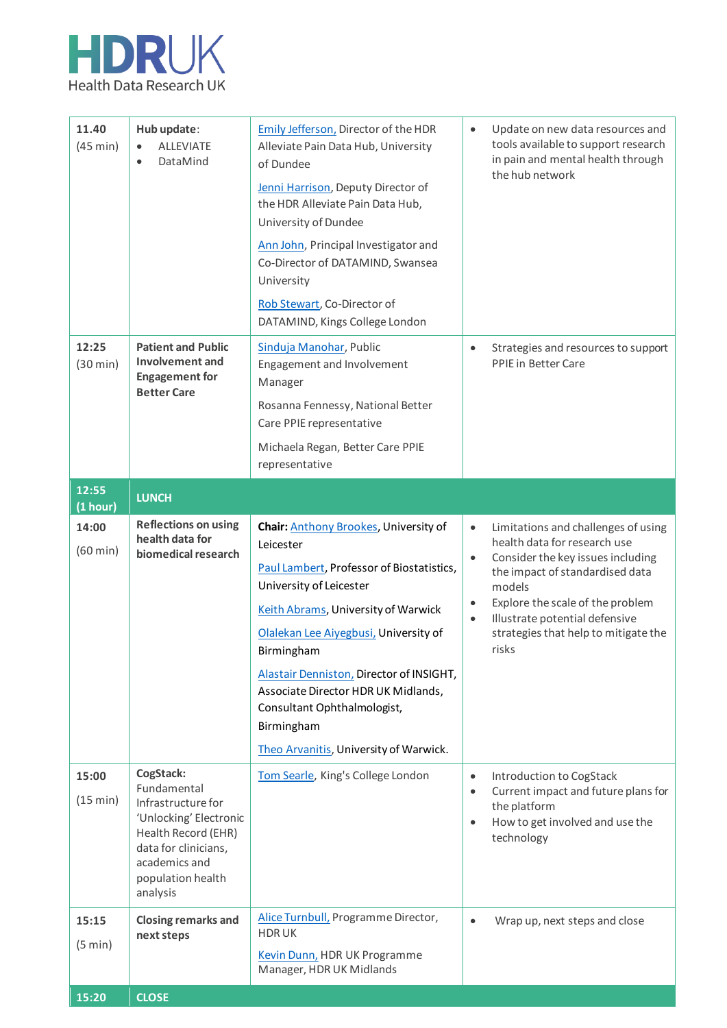| | | | |
|---|---|---|---|
| **11.40** (45 min) | **Hub update**: <br>• ALLEVIATE <br>• DataMind | Emily Jefferson, Director of the HDR Alleviate Pain Data Hub, University of Dundee <br><br> Jenni Harrison, Deputy Director of the HDR Alleviate Pain Data Hub, University of Dundee <br><br> Ann John, Principal Investigator and Co-Director of DATAMIND, Swansea University <br><br> Rob Stewart, Co-Director of DATAMIND, Kings College London | • Update on new data resources and tools available to support research in pain and mental health through the hub network |
| **12:25** (30 min) | **Patient and Public Involvement and Engagement for Better Care** | Sinduja Manohar, Public Engagement and Involvement Manager <br><br> Rosanna Fennessy, National Better Care PPIE representative <br><br> Michaela Regan, Better Care PPIE representative | • Strategies and resources to support PPIE in Better Care |
| **12:55 (1 hour)** | **LUNCH** | | |
| **14:00** (60 min) | **Reflections on using health data for biomedical research** | **Chair:** Anthony Brookes, University of Leicester <br><br> Paul Lambert, Professor of Biostatistics, University of Leicester <br><br> Keith Abrams, University of Warwick <br><br> Olalekan Lee Aiyegbusi, University of Birmingham <br><br> Alastair Denniston, Director of INSIGHT, Associate Director HDR UK Midlands, Consultant Ophthalmologist, Birmingham <br><br> Theo Arvanitis, University of Warwick. | • Limitations and challenges of using health data for research use <br>• Consider the key issues including the impact of standardised data models <br>• Explore the scale of the problem <br>• Illustrate potential defensive strategies that help to mitigate the risks |
| **15:00** (15 min) | **CogStack:** Fundamental Infrastructure for 'Unlocking' Electronic Health Record (EHR) data for clinicians, academics and population health analysis | Tom Searle, King's College London | • Introduction to CogStack <br>• Current impact and future plans for the platform <br>• How to get involved and use the technology |
| **15:15** (5 min) | **Closing remarks and next steps** | Alice Turnbull, Programme Director, HDR UK <br><br> Kevin Dunn, HDR UK Programme Manager, HDR UK Midlands | • Wrap up, next steps and close |
| **15:20** | **CLOSE** | | |